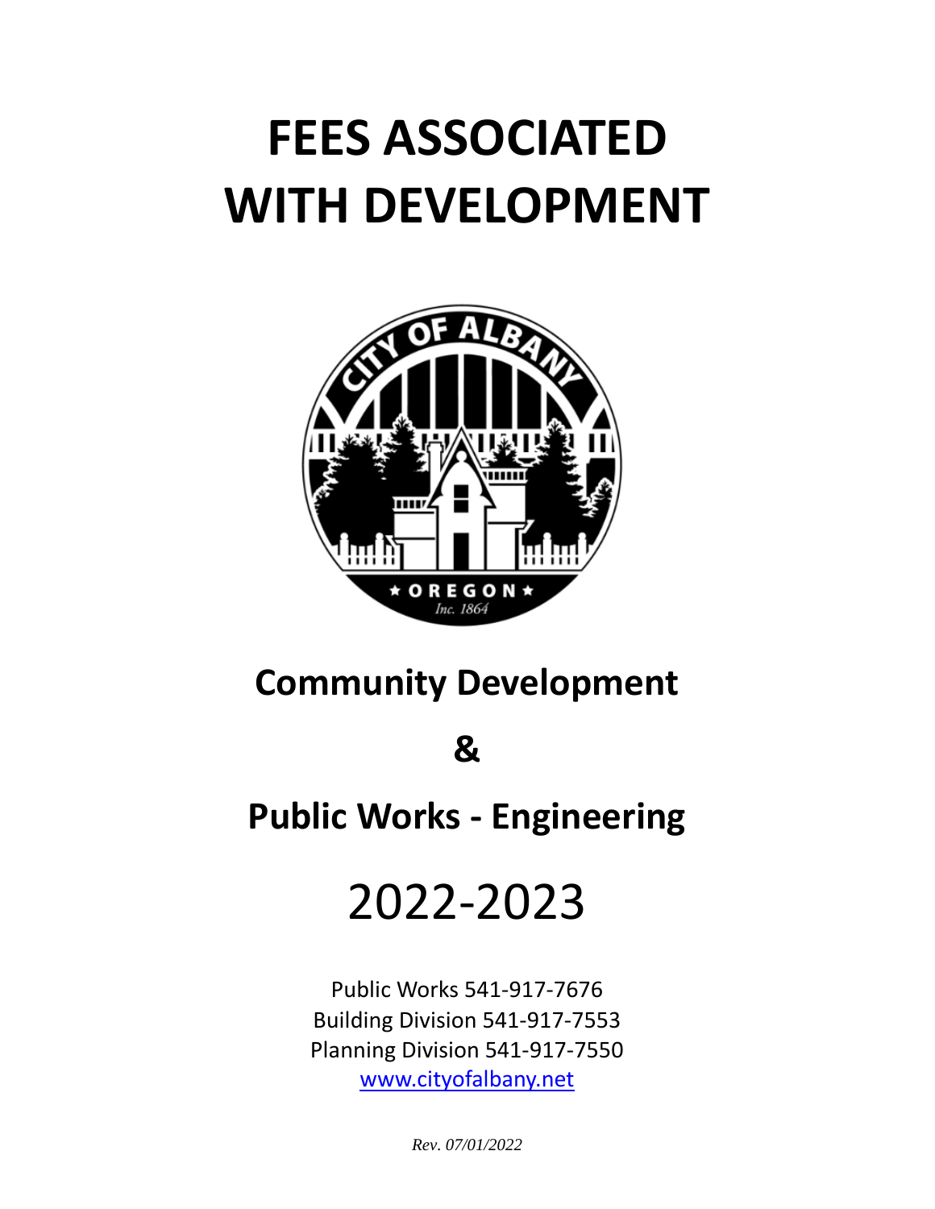# FEES ASSOCIATED WITH DEVELOPMENT

## Community Development

## &

## Public Works - Engineering

# 2022-2023

Public Works 541-917-7676
Building Division 541-917-7553
Planning Division 541-917-7550
[www.cityofalbany.net](http://www.cityofalbany.net)

*Rev. 07/01/2022*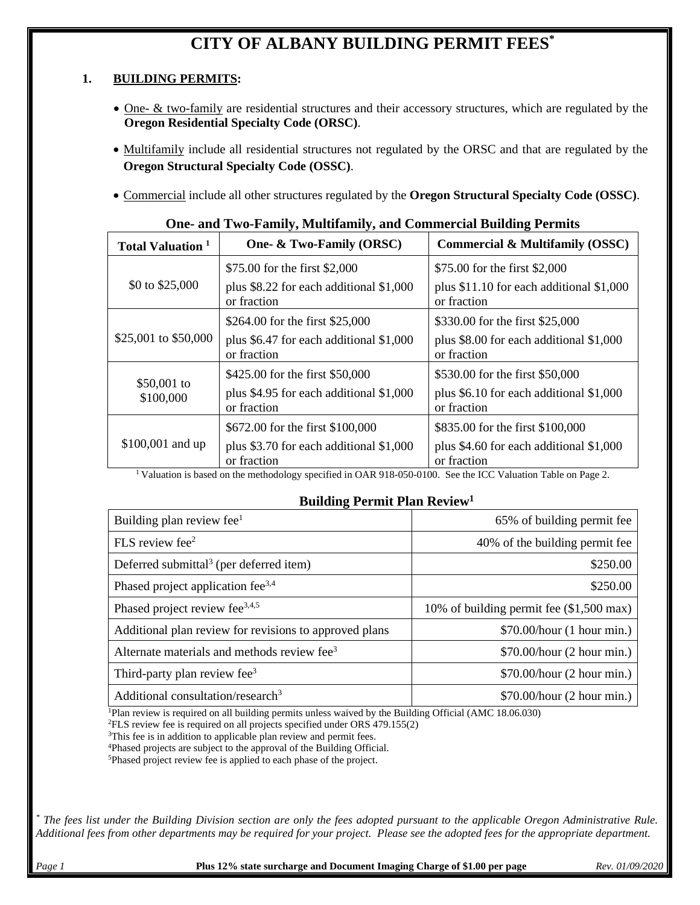# CITY OF ALBANY BUILDING PERMIT FEES*

## 1. BUILDING PERMITS:

- One- & two-family are residential structures and their accessory structures, which are regulated by the **Oregon Residential Specialty Code (ORSC)**.
- Multifamily include all residential structures not regulated by the ORSC and that are regulated by the **Oregon Structural Specialty Code (OSSC)**.
- Commercial include all other structures regulated by the **Oregon Structural Specialty Code (OSSC)**.

### One- and Two-Family, Multifamily, and Commercial Building Permits

| Total Valuation [1] | One- & Two-Family (ORSC) | Commercial & Multifamily (OSSC) |
|---|---|---|
| $0 to $25,000 | $75.00 for the first $2,000 plus $8.22 for each additional $1,000 or fraction | $75.00 for the first $2,000 plus $11.10 for each additional $1,000 or fraction |
| $25,001 to $50,000 | $264.00 for the first $25,000 plus $6.47 for each additional $1,000 or fraction | $330.00 for the first $25,000 plus $8.00 for each additional $1,000 or fraction |
| $50,001 to $100,000 | $425.00 for the first $50,000 plus $4.95 for each additional $1,000 or fraction | $530.00 for the first $50,000 plus $6.10 for each additional $1,000 or fraction |
| $100,001 and up | $672.00 for the first $100,000 plus $3.70 for each additional $1,000 or fraction | $835.00 for the first $100,000 plus $4.60 for each additional $1,000 or fraction |

[1] Valuation is based on the methodology specified in OAR 918-050-0100. See the ICC Valuation Table on Page 2.

### Building Permit Plan Review[1]

| Fee | Amount |
|---|---|
| Building plan review fee[1] | 65% of building permit fee |
| FLS review fee[2] | 40% of the building permit fee |
| Deferred submittal[3] (per deferred item) | $250.00 |
| Phased project application fee[3,4] | $250.00 |
| Phased project review fee[3,4,5] | 10% of building permit fee ($1,500 max) |
| Additional plan review for revisions to approved plans | $70.00/hour (1 hour min.) |
| Alternate materials and methods review fee[3] | $70.00/hour (2 hour min.) |
| Third-party plan review fee[3] | $70.00/hour (2 hour min.) |
| Additional consultation/research[3] | $70.00/hour (2 hour min.) |

[1] Plan review is required on all building permits unless waived by the Building Official (AMC 18.06.030)
[2] FLS review fee is required on all projects specified under ORS 479.155(2)
[3] This fee is in addition to applicable plan review and permit fees.
[4] Phased projects are subject to the approval of the Building Official.
[5] Phased project review fee is applied to each phase of the project.

*\* The fees list under the Building Division section are only the fees adopted pursuant to the applicable Oregon Administrative Rule. Additional fees from other departments may be required for your project. Please see the adopted fees for the appropriate department.*

**Plus 12% state surcharge and Document Imaging Charge of $1.00 per page**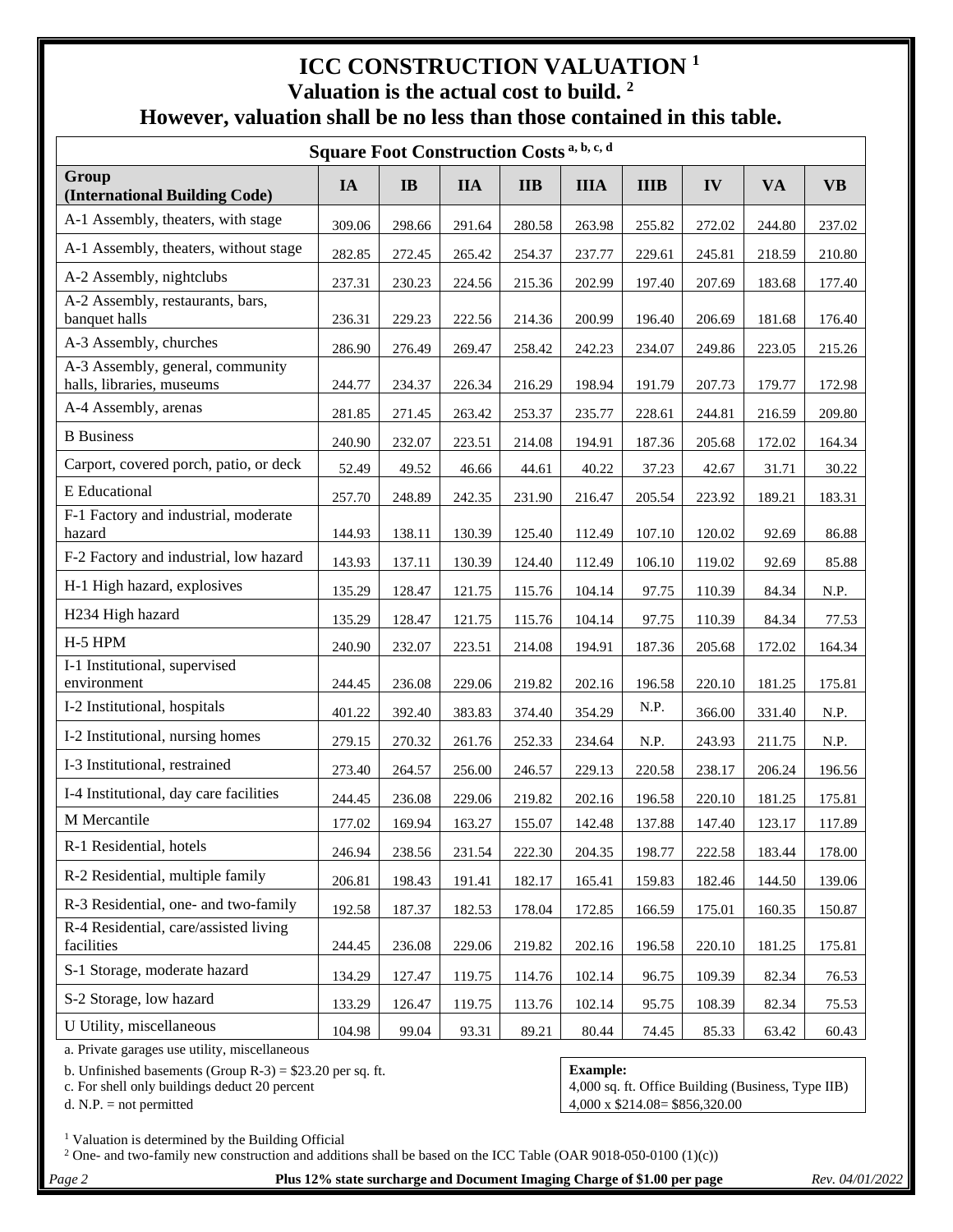# ICC CONSTRUCTION VALUATION [1]

## Valuation is the actual cost to build. [2]

## However, valuation shall be no less than those contained in this table.

| Square Foot Construction Costs [a, b, c, d] | | | | | | | | | |
|---|---|---|---|---|---|---|---|---|---|
| **Group (International Building Code)** | **IA** | **IB** | **IIA** | **IIB** | **IIIA** | **IIIB** | **IV** | **VA** | **VB** |
| A-1 Assembly, theaters, with stage | 309.06 | 298.66 | 291.64 | 280.58 | 263.98 | 255.82 | 272.02 | 244.80 | 237.02 |
| A-1 Assembly, theaters, without stage | 282.85 | 272.45 | 265.42 | 254.37 | 237.77 | 229.61 | 245.81 | 218.59 | 210.80 |
| A-2 Assembly, nightclubs | 237.31 | 230.23 | 224.56 | 215.36 | 202.99 | 197.40 | 207.69 | 183.68 | 177.40 |
| A-2 Assembly, restaurants, bars, banquet halls | 236.31 | 229.23 | 222.56 | 214.36 | 200.99 | 196.40 | 206.69 | 181.68 | 176.40 |
| A-3 Assembly, churches | 286.90 | 276.49 | 269.47 | 258.42 | 242.23 | 234.07 | 249.86 | 223.05 | 215.26 |
| A-3 Assembly, general, community halls, libraries, museums | 244.77 | 234.37 | 226.34 | 216.29 | 198.94 | 191.79 | 207.73 | 179.77 | 172.98 |
| A-4 Assembly, arenas | 281.85 | 271.45 | 263.42 | 253.37 | 235.77 | 228.61 | 244.81 | 216.59 | 209.80 |
| B Business | 240.90 | 232.07 | 223.51 | 214.08 | 194.91 | 187.36 | 205.68 | 172.02 | 164.34 |
| Carport, covered porch, patio, or deck | 52.49 | 49.52 | 46.66 | 44.61 | 40.22 | 37.23 | 42.67 | 31.71 | 30.22 |
| E Educational | 257.70 | 248.89 | 242.35 | 231.90 | 216.47 | 205.54 | 223.92 | 189.21 | 183.31 |
| F-1 Factory and industrial, moderate hazard | 144.93 | 138.11 | 130.39 | 125.40 | 112.49 | 107.10 | 120.02 | 92.69 | 86.88 |
| F-2 Factory and industrial, low hazard | 143.93 | 137.11 | 130.39 | 124.40 | 112.49 | 106.10 | 119.02 | 92.69 | 85.88 |
| H-1 High hazard, explosives | 135.29 | 128.47 | 121.75 | 115.76 | 104.14 | 97.75 | 110.39 | 84.34 | N.P. |
| H234 High hazard | 135.29 | 128.47 | 121.75 | 115.76 | 104.14 | 97.75 | 110.39 | 84.34 | 77.53 |
| H-5 HPM | 240.90 | 232.07 | 223.51 | 214.08 | 194.91 | 187.36 | 205.68 | 172.02 | 164.34 |
| I-1 Institutional, supervised environment | 244.45 | 236.08 | 229.06 | 219.82 | 202.16 | 196.58 | 220.10 | 181.25 | 175.81 |
| I-2 Institutional, hospitals | 401.22 | 392.40 | 383.83 | 374.40 | 354.29 | N.P. | 366.00 | 331.40 | N.P. |
| I-2 Institutional, nursing homes | 279.15 | 270.32 | 261.76 | 252.33 | 234.64 | N.P. | 243.93 | 211.75 | N.P. |
| I-3 Institutional, restrained | 273.40 | 264.57 | 256.00 | 246.57 | 229.13 | 220.58 | 238.17 | 206.24 | 196.56 |
| I-4 Institutional, day care facilities | 244.45 | 236.08 | 229.06 | 219.82 | 202.16 | 196.58 | 220.10 | 181.25 | 175.81 |
| M Mercantile | 177.02 | 169.94 | 163.27 | 155.07 | 142.48 | 137.88 | 147.40 | 123.17 | 117.89 |
| R-1 Residential, hotels | 246.94 | 238.56 | 231.54 | 222.30 | 204.35 | 198.77 | 222.58 | 183.44 | 178.00 |
| R-2 Residential, multiple family | 206.81 | 198.43 | 191.41 | 182.17 | 165.41 | 159.83 | 182.46 | 144.50 | 139.06 |
| R-3 Residential, one- and two-family | 192.58 | 187.37 | 182.53 | 178.04 | 172.85 | 166.59 | 175.01 | 160.35 | 150.87 |
| R-4 Residential, care/assisted living facilities | 244.45 | 236.08 | 229.06 | 219.82 | 202.16 | 196.58 | 220.10 | 181.25 | 175.81 |
| S-1 Storage, moderate hazard | 134.29 | 127.47 | 119.75 | 114.76 | 102.14 | 96.75 | 109.39 | 82.34 | 76.53 |
| S-2 Storage, low hazard | 133.29 | 126.47 | 119.75 | 113.76 | 102.14 | 95.75 | 108.39 | 82.34 | 75.53 |
| U Utility, miscellaneous | 104.98 | 99.04 | 93.31 | 89.21 | 80.44 | 74.45 | 85.33 | 63.42 | 60.43 |

a. Private garages use utility, miscellaneous

b. Unfinished basements (Group R-3) = $23.20 per sq. ft.

c. For shell only buildings deduct 20 percent

d. N.P. = not permitted

**Example:**
4,000 sq. ft. Office Building (Business, Type IIB)
4,000 x $214.08= $856,320.00

[1] Valuation is determined by the Building Official

[2] One- and two-family new construction and additions shall be based on the ICC Table (OAR 9018-050-0100 (1)(c))

**Plus 12% state surcharge and Document Imaging Charge of $1.00 per page**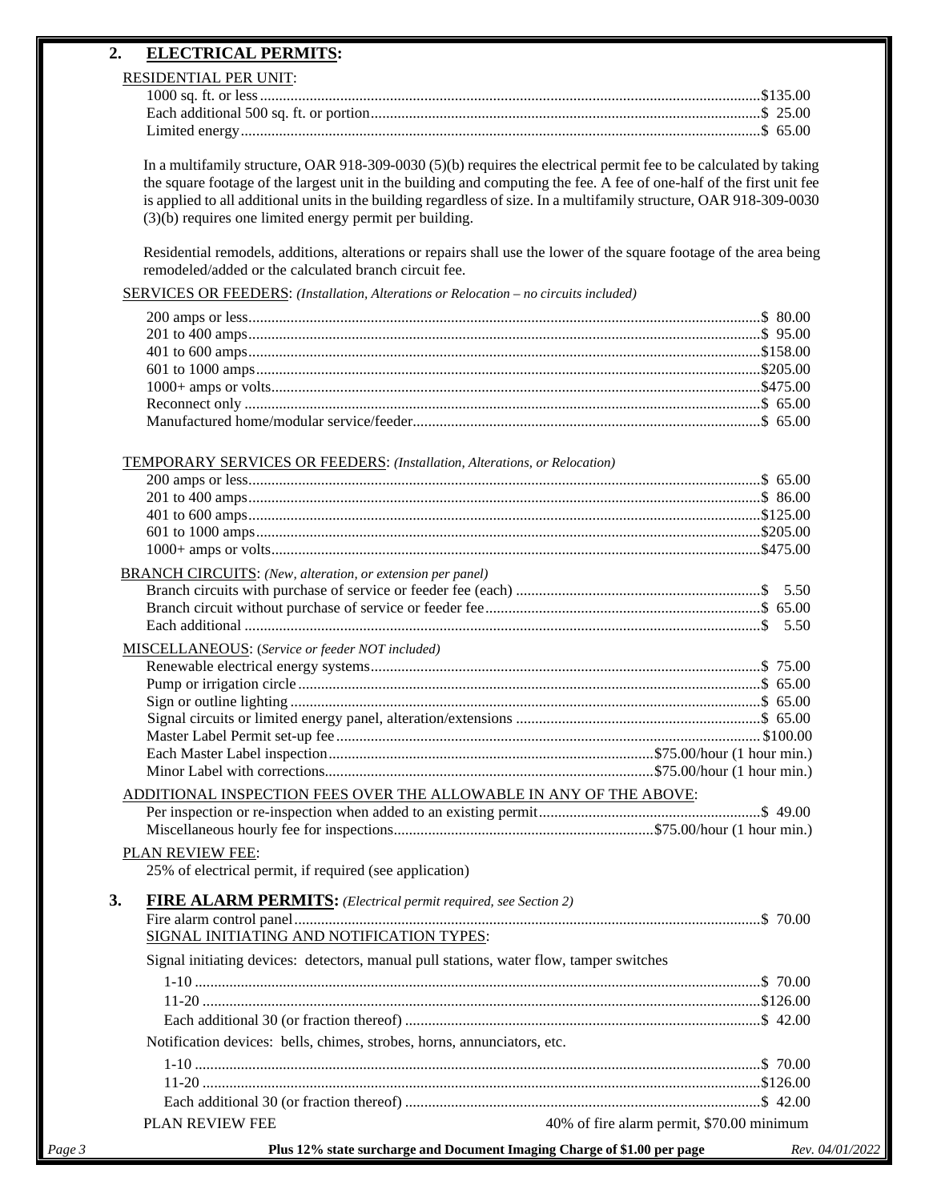## 2. ELECTRICAL PERMITS:

RESIDENTIAL PER UNIT:

| | |
|---|---|
| 1000 sq. ft. or less | $135.00 |
| Each additional 500 sq. ft. or portion | $ 25.00 |
| Limited energy | $ 65.00 |

In a multifamily structure, OAR 918-309-0030 (5)(b) requires the electrical permit fee to be calculated by taking the square footage of the largest unit in the building and computing the fee. A fee of one-half of the first unit fee is applied to all additional units in the building regardless of size. In a multifamily structure, OAR 918-309-0030 (3)(b) requires one limited energy permit per building.

Residential remodels, additions, alterations or repairs shall use the lower of the square footage of the area being remodeled/added or the calculated branch circuit fee.

SERVICES OR FEEDERS: *(Installation, Alterations or Relocation – no circuits included)*

| | |
|---|---|
| 200 amps or less | $ 80.00 |
| 201 to 400 amps | $ 95.00 |
| 401 to 600 amps | $158.00 |
| 601 to 1000 amps | $205.00 |
| 1000+ amps or volts | $475.00 |
| Reconnect only | $ 65.00 |
| Manufactured home/modular service/feeder | $ 65.00 |

TEMPORARY SERVICES OR FEEDERS: *(Installation, Alterations, or Relocation)*

| | |
|---|---|
| 200 amps or less | $ 65.00 |
| 201 to 400 amps | $ 86.00 |
| 401 to 600 amps | $125.00 |
| 601 to 1000 amps | $205.00 |
| 1000+ amps or volts | $475.00 |

BRANCH CIRCUITS: *(New, alteration, or extension per panel)*

| | |
|---|---|
| Branch circuits with purchase of service or feeder fee (each) | $ 5.50 |
| Branch circuit without purchase of service or feeder fee | $ 65.00 |
| Each additional | $ 5.50 |

MISCELLANEOUS: (*Service or feeder NOT included)*

| | |
|---|---|
| Renewable electrical energy systems | $ 75.00 |
| Pump or irrigation circle | $ 65.00 |
| Sign or outline lighting | $ 65.00 |
| Signal circuits or limited energy panel, alteration/extensions | $ 65.00 |
| Master Label Permit set-up fee | $100.00 |
| Each Master Label inspection | $75.00/hour (1 hour min.) |
| Minor Label with corrections | $75.00/hour (1 hour min.) |

ADDITIONAL INSPECTION FEES OVER THE ALLOWABLE IN ANY OF THE ABOVE:

| | |
|---|---|
| Per inspection or re-inspection when added to an existing permit | $ 49.00 |
| Miscellaneous hourly fee for inspections | $75.00/hour (1 hour min.) |

PLAN REVIEW FEE:

25% of electrical permit, if required (see application)

## 3. FIRE ALARM PERMITS: *(Electrical permit required, see Section 2)*

| | |
|---|---|
| Fire alarm control panel | $ 70.00 |

SIGNAL INITIATING AND NOTIFICATION TYPES:

Signal initiating devices: detectors, manual pull stations, water flow, tamper switches

| | |
|---|---|
| 1-10 | $ 70.00 |
| 11-20 | $126.00 |
| Each additional 30 (or fraction thereof) | $ 42.00 |

Notification devices: bells, chimes, strobes, horns, annunciators, etc.

| | |
|---|---|
| 1-10 | $ 70.00 |
| 11-20 | $126.00 |
| Each additional 30 (or fraction thereof) | $ 42.00 |
| PLAN REVIEW FEE | 40% of fire alarm permit, $70.00 minimum |

**Plus 12% state surcharge and Document Imaging Charge of $1.00 per page**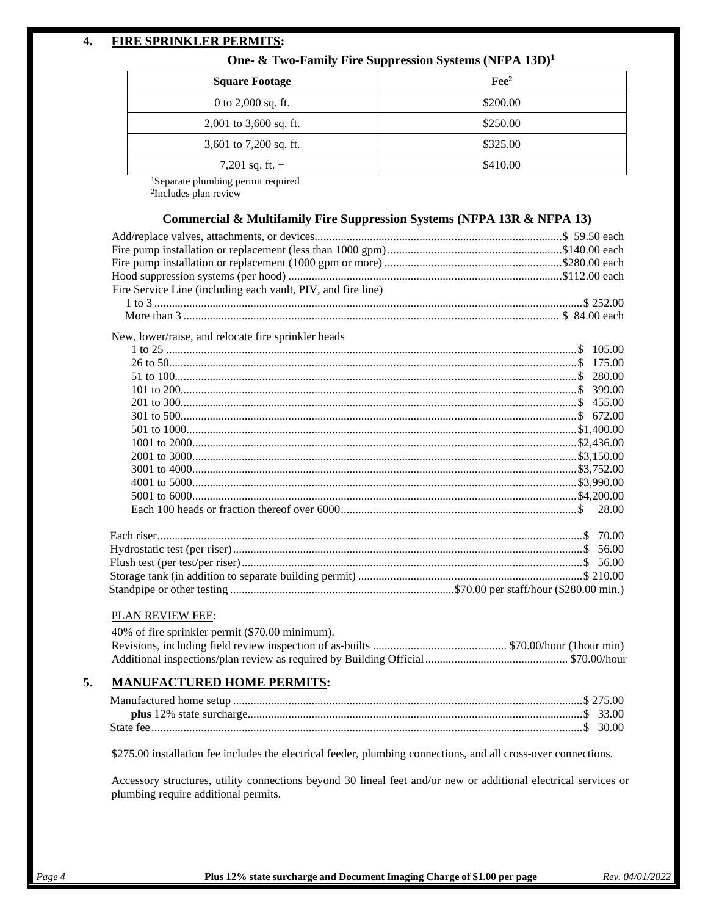## 4. FIRE SPRINKLER PERMITS:

### One- & Two-Family Fire Suppression Systems (NFPA 13D)[1]

| Square Footage | Fee[2] |
|---|---|
| 0 to 2,000 sq. ft. | \$200.00 |
| 2,001 to 3,600 sq. ft. | \$250.00 |
| 3,601 to 7,200 sq. ft. | \$325.00 |
| 7,201 sq. ft. + | \$410.00 |

[1]Separate plumbing permit required
[2]Includes plan review

### Commercial & Multifamily Fire Suppression Systems (NFPA 13R & NFPA 13)

| Item | Fee |
|---|---|
| Add/replace valves, attachments, or devices | $ 59.50 each |
| Fire pump installation or replacement (less than 1000 gpm) | \$140.00 each |
| Fire pump installation or replacement (1000 gpm or more) | \$280.00 each |
| Hood suppression systems (per hood) | \$112.00 each |
| Fire Service Line (including each vault, PIV, and fire line) | |
| 1 to 3 | $ 252.00 |
| More than 3 | $ 84.00 each |

New, lower/raise, and relocate fire sprinkler heads

| Heads | Fee |
|---|---|
| 1 to 25 | $ 105.00 |
| 26 to 50 | $ 175.00 |
| 51 to 100 | $ 280.00 |
| 101 to 200 | $ 399.00 |
| 201 to 300 | $ 455.00 |
| 301 to 500 | $ 672.00 |
| 501 to 1000 | \$1,400.00 |
| 1001 to 2000 | \$2,436.00 |
| 2001 to 3000 | \$3,150.00 |
| 3001 to 4000 | \$3,752.00 |
| 4001 to 5000 | \$3,990.00 |
| 5001 to 6000 | \$4,200.00 |
| Each 100 heads or fraction thereof over 6000 | $ 28.00 |

| Item | Fee |
|---|---|
| Each riser | $ 70.00 |
| Hydrostatic test (per riser) | $ 56.00 |
| Flush test (per test/per riser) | $ 56.00 |
| Storage tank (in addition to separate building permit) | $ 210.00 |
| Standpipe or other testing | \$70.00 per staff/hour (\$280.00 min.) |

PLAN REVIEW FEE:

40% of fire sprinkler permit (\$70.00 minimum).

| Item | Fee |
|---|---|
| Revisions, including field review inspection of as-builts | \$70.00/hour (1hour min) |
| Additional inspections/plan review as required by Building Official | \$70.00/hour |

## 5. MANUFACTURED HOME PERMITS:

| Item | Fee |
|---|---|
| Manufactured home setup | $ 275.00 |
| **plus** 12% state surcharge | $ 33.00 |
| State fee | $ 30.00 |

\$275.00 installation fee includes the electrical feeder, plumbing connections, and all cross-over connections.

Accessory structures, utility connections beyond 30 lineal feet and/or new or additional electrical services or plumbing require additional permits.

**Plus 12% state surcharge and Document Imaging Charge of \$1.00 per page**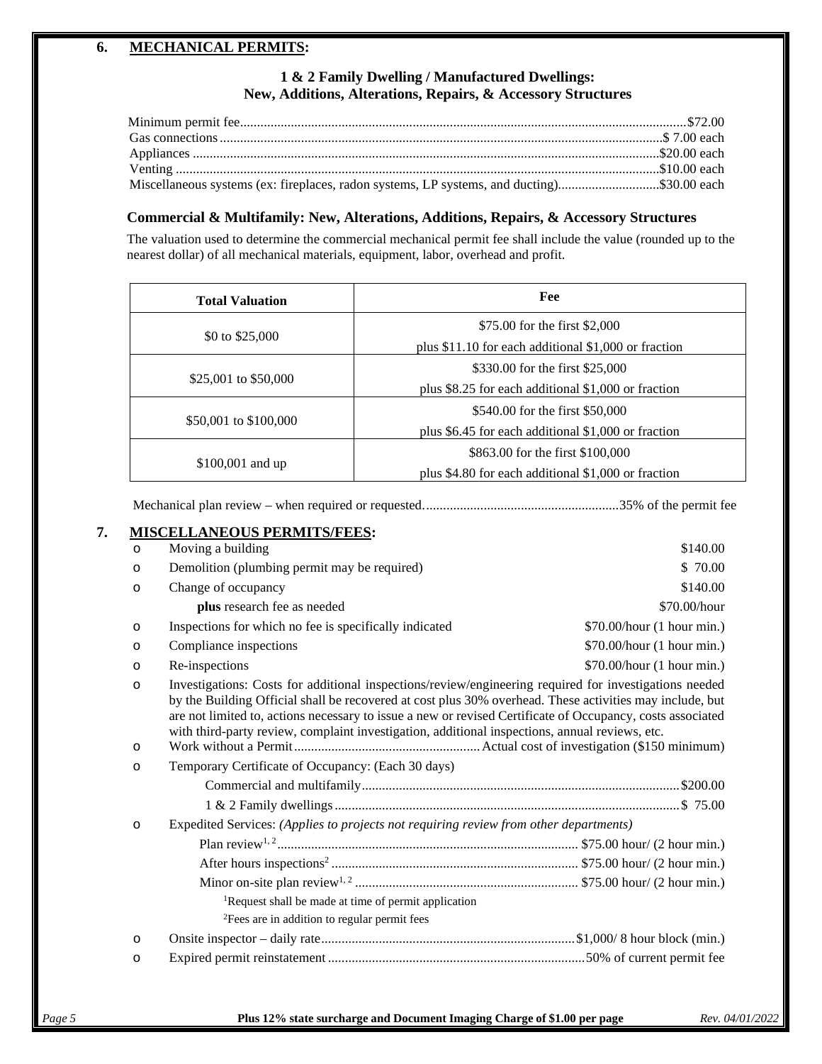## 6. MECHANICAL PERMITS:

### 1 & 2 Family Dwelling / Manufactured Dwellings: New, Additions, Alterations, Repairs, & Accessory Structures

Minimum permit fee....................$72.00
Gas connections....................$ 7.00 each
Appliances....................$20.00 each
Venting....................$10.00 each
Miscellaneous systems (ex: fireplaces, radon systems, LP systems, and ducting)....................$30.00 each

### Commercial & Multifamily: New, Alterations, Additions, Repairs, & Accessory Structures

The valuation used to determine the commercial mechanical permit fee shall include the value (rounded up to the nearest dollar) of all mechanical materials, equipment, labor, overhead and profit.

| Total Valuation | Fee |
|---|---|
| $0 to $25,000 | $75.00 for the first $2,000<br>plus $11.10 for each additional $1,000 or fraction |
| $25,001 to $50,000 | $330.00 for the first $25,000<br>plus $8.25 for each additional $1,000 or fraction |
| $50,001 to $100,000 | $540.00 for the first $50,000<br>plus $6.45 for each additional $1,000 or fraction |
| $100,001 and up | $863.00 for the first $100,000<br>plus $4.80 for each additional $1,000 or fraction |

Mechanical plan review – when required or requested....................35% of the permit fee

## 7. MISCELLANEOUS PERMITS/FEES:

- Moving a building — $140.00
- Demolition (plumbing permit may be required) — $ 70.00
- Change of occupancy — $140.00
  - **plus** research fee as needed — $70.00/hour
- Inspections for which no fee is specifically indicated — $70.00/hour (1 hour min.)
- Compliance inspections — $70.00/hour (1 hour min.)
- Re-inspections — $70.00/hour (1 hour min.)
- Investigations: Costs for additional inspections/review/engineering required for investigations needed by the Building Official shall be recovered at cost plus 30% overhead. These activities may include, but are not limited to, actions necessary to issue a new or revised Certificate of Occupancy, costs associated with third-party review, complaint investigation, additional inspections, annual reviews, etc.
- Work without a Permit....................Actual cost of investigation ($150 minimum)
- Temporary Certificate of Occupancy: (Each 30 days)
  - Commercial and multifamily....................$200.00
  - 1 & 2 Family dwellings....................$ 75.00
- Expedited Services: *(Applies to projects not requiring review from other departments)*
  - Plan review[1, 2]....................$75.00 hour/ (2 hour min.)
  - After hours inspections[2]....................$75.00 hour/ (2 hour min.)
  - Minor on-site plan review[1, 2]....................$75.00 hour/ (2 hour min.)
  - [1]Request shall be made at time of permit application
  - [2]Fees are in addition to regular permit fees
- Onsite inspector – daily rate....................$1,000/ 8 hour block (min.)
- Expired permit reinstatement....................50% of current permit fee

**Plus 12% state surcharge and Document Imaging Charge of $1.00 per page**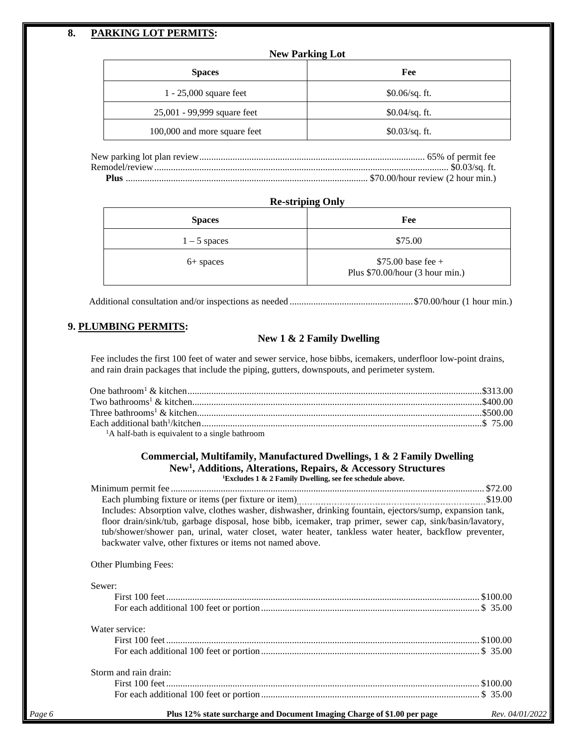## 8. PARKING LOT PERMITS:

**New Parking Lot**

| Spaces | Fee |
|---|---|
| 1 - 25,000 square feet | $0.06/sq. ft. |
| 25,001 - 99,999 square feet | $0.04/sq. ft. |
| 100,000 and more square feet | $0.03/sq. ft. |

New parking lot plan review.............................................................................................. 65% of permit fee
Remodel/review........................................................................................................................ $0.03/sq. ft.
**Plus** .................................................................................................... $70.00/hour review (2 hour min.)

**Re-striping Only**

| Spaces | Fee |
|---|---|
| 1 – 5 spaces | $75.00 |
| 6+ spaces | $75.00 base fee + Plus $70.00/hour (3 hour min.) |

Additional consultation and/or inspections as needed ...................................................$70.00/hour (1 hour min.)

## 9. PLUMBING PERMITS:

### New 1 & 2 Family Dwelling

Fee includes the first 100 feet of water and sewer service, hose bibbs, icemakers, underfloor low-point drains, and rain drain packages that include the piping, gutters, downspouts, and perimeter system.

One bathroom[1] & kitchen..........................................................................................................................$313.00
Two bathrooms[1] & kitchen........................................................................................................................$400.00
Three bathrooms[1] & kitchen......................................................................................................................$500.00
Each additional bath[1]/kitchen....................................................................................................................$ 75.00
[1]A half-bath is equivalent to a single bathroom

### Commercial, Multifamily, Manufactured Dwellings, 1 & 2 Family Dwelling New[1], Additions, Alterations, Repairs, & Accessory Structures

**[1]Excludes 1 & 2 Family Dwelling, see fee schedule above.**

Minimum permit fee ................................................................................................................................. $72.00
Each plumbing fixture or items (per fixture or item)..........................................................................$19.00
Includes: Absorption valve, clothes washer, dishwasher, drinking fountain, ejectors/sump, expansion tank, floor drain/sink/tub, garbage disposal, hose bibb, icemaker, trap primer, sewer cap, sink/basin/lavatory, tub/shower/shower pan, urinal, water closet, water heater, tankless water heater, backflow preventer, backwater valve, other fixtures or items not named above.

Other Plumbing Fees:

Sewer:
First 100 feet.................................................................................................................................$100.00
For each additional 100 feet or portion.......................................................................................... $ 35.00

Water service:
First 100 feet.................................................................................................................................$100.00
For each additional 100 feet or portion.......................................................................................... $ 35.00

Storm and rain drain:
First 100 feet.................................................................................................................................$100.00
For each additional 100 feet or portion.......................................................................................... $ 35.00

**Plus 12% state surcharge and Document Imaging Charge of $1.00 per page**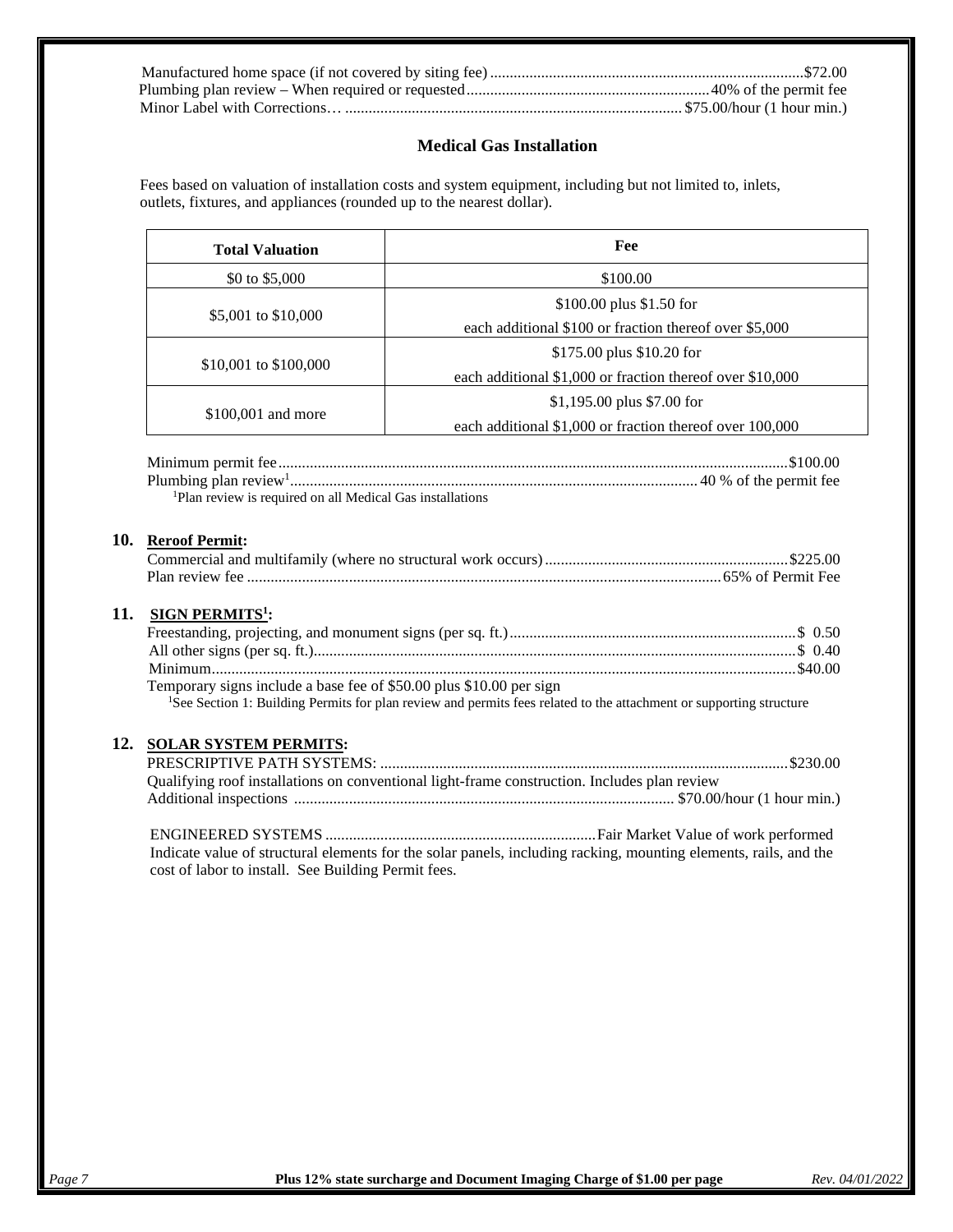Manufactured home space (if not covered by siting fee) ............................................................................$72.00
Plumbing plan review – When required or requested............................................................40% of the permit fee
Minor Label with Corrections… ....................................................................................$75.00/hour (1 hour min.)

### Medical Gas Installation

Fees based on valuation of installation costs and system equipment, including but not limited to, inlets, outlets, fixtures, and appliances (rounded up to the nearest dollar).

| Total Valuation | Fee |
|---|---|
| $0 to $5,000 | $100.00 |
| $5,001 to $10,000 | $100.00 plus $1.50 for each additional $100 or fraction thereof over $5,000 |
| $10,001 to $100,000 | $175.00 plus $10.20 for each additional $1,000 or fraction thereof over $10,000 |
| $100,001 and more | $1,195.00 plus $7.00 for each additional $1,000 or fraction thereof over 100,000 |

Minimum permit fee...............................................................................................................................$100.00
Plumbing plan review[1].......................................................................................................40 % of the permit fee

[1]Plan review is required on all Medical Gas installations

**10. Reroof Permit:**

Commercial and multifamily (where no structural work occurs).............................................................$225.00
Plan review fee ........................................................................................................................65% of Permit Fee

**11. SIGN PERMITS[1]:**

Freestanding, projecting, and monument signs (per sq. ft.)........................................................................$ 0.50
All other signs (per sq. ft.)..........................................................................................................................$ 0.40
Minimum..................................................................................................................................................$40.00
Temporary signs include a base fee of $50.00 plus $10.00 per sign

[1]See Section 1: Building Permits for plan review and permits fees related to the attachment or supporting structure

**12. SOLAR SYSTEM PERMITS:**

PRESCRIPTIVE PATH SYSTEMS: .......................................................................................................$230.00
Qualifying roof installations on conventional light-frame construction. Includes plan review
Additional inspections ................................................................................................ $70.00/hour (1 hour min.)

ENGINEERED SYSTEMS ....................................................................Fair Market Value of work performed
Indicate value of structural elements for the solar panels, including racking, mounting elements, rails, and the cost of labor to install. See Building Permit fees.

**Plus 12% state surcharge and Document Imaging Charge of $1.00 per page**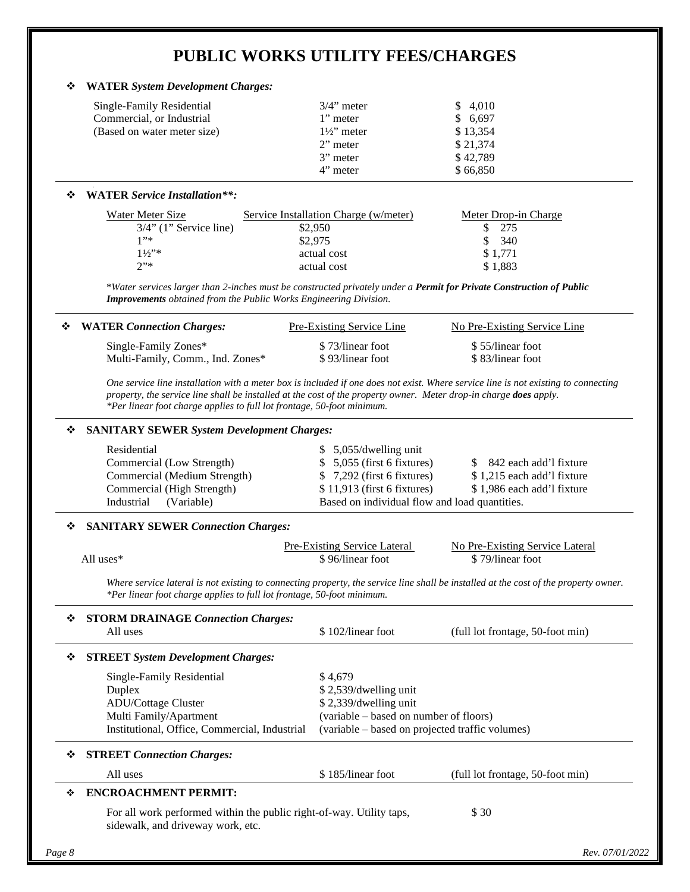# PUBLIC WORKS UTILITY FEES/CHARGES

- **WATER** ***System Development Charges:***

| | | |
|---|---|---|
| Single-Family Residential | 3/4" meter | $ 4,010 |
| Commercial, or Industrial | 1" meter | $ 6,697 |
| (Based on water meter size) | 1½" meter | $ 13,354 |
| | 2" meter | $ 21,374 |
| | 3" meter | $ 42,789 |
| | 4" meter | $ 66,850 |

- **WATER** ***Service Installation\*\*:***

| Water Meter Size | Service Installation Charge (w/meter) | Meter Drop-in Charge |
|---|---|---|
| 3/4" (1" Service line) | $2,950 | $ 275 |
| 1"* | $2,975 | $ 340 |
| 1½"* | actual cost | $ 1,771 |
| 2"* | actual cost | $ 1,883 |

*\*Water services larger than 2-inches must be constructed privately under a **Permit for Private Construction of Public Improvements** obtained from the Public Works Engineering Division.*

- **WATER** ***Connection Charges:***

| | Pre-Existing Service Line | No Pre-Existing Service Line |
|---|---|---|
| Single-Family Zones* | $ 73/linear foot | $ 55/linear foot |
| Multi-Family, Comm., Ind. Zones* | $ 93/linear foot | $ 83/linear foot |

*One service line installation with a meter box is included if one does not exist. Where service line is not existing to connecting property, the service line shall be installed at the cost of the property owner. Meter drop-in charge **does** apply.*
*\*Per linear foot charge applies to full lot frontage, 50-foot minimum.*

- **SANITARY SEWER** ***System Development Charges:***

| | | |
|---|---|---|
| Residential | $ 5,055/dwelling unit | |
| Commercial (Low Strength) | $ 5,055 (first 6 fixtures) | $ 842 each add'l fixture |
| Commercial (Medium Strength) | $ 7,292 (first 6 fixtures) | $ 1,215 each add'l fixture |
| Commercial (High Strength) | $ 11,913 (first 6 fixtures) | $ 1,986 each add'l fixture |
| Industrial (Variable) | Based on individual flow and load quantities. | |

- **SANITARY SEWER** ***Connection Charges:***

| | Pre-Existing Service Lateral | No Pre-Existing Service Lateral |
|---|---|---|
| All uses* | $ 96/linear foot | $ 79/linear foot |

*Where service lateral is not existing to connecting property, the service line shall be installed at the cost of the property owner.*
*\*Per linear foot charge applies to full lot frontage, 50-foot minimum.*

- **STORM DRAINAGE** ***Connection Charges:***

| | | |
|---|---|---|
| All uses | $ 102/linear foot | (full lot frontage, 50-foot min) |

- **STREET** ***System Development Charges:***

| | |
|---|---|
| Single-Family Residential | $ 4,679 |
| Duplex | $ 2,539/dwelling unit |
| ADU/Cottage Cluster | $ 2,339/dwelling unit |
| Multi Family/Apartment | (variable – based on number of floors) |
| Institutional, Office, Commercial, Industrial | (variable – based on projected traffic volumes) |

- **STREET** ***Connection Charges:***

| | | |
|---|---|---|
| All uses | $ 185/linear foot | (full lot frontage, 50-foot min) |

- **ENCROACHMENT PERMIT:**

| | |
|---|---|
| For all work performed within the public right-of-way. Utility taps, sidewalk, and driveway work, etc. | $ 30 |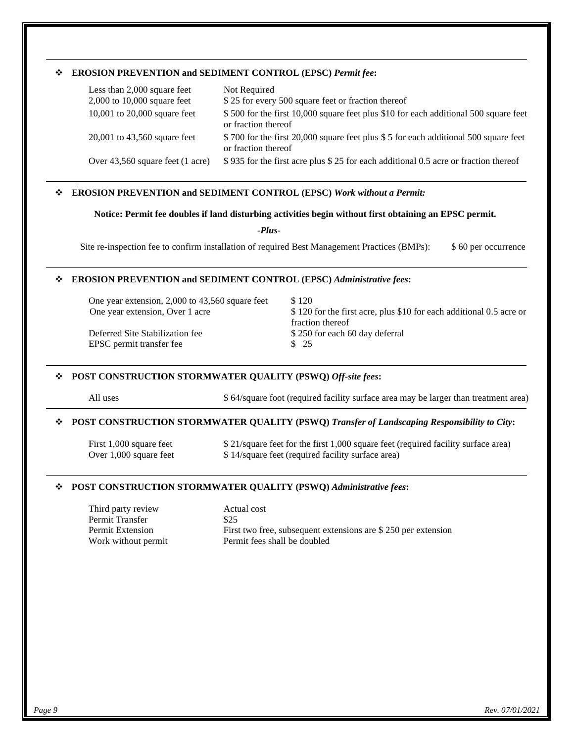## ❖ EROSION PREVENTION and SEDIMENT CONTROL (EPSC) *Permit fee*:

| | |
|---|---|
| Less than 2,000 square feet | Not Required |
| 2,000 to 10,000 square feet | $ 25 for every 500 square feet or fraction thereof |
| 10,001 to 20,000 square feet | $ 500 for the first 10,000 square feet plus $10 for each additional 500 square feet or fraction thereof |
| 20,001 to 43,560 square feet | $ 700 for the first 20,000 square feet plus $ 5 for each additional 500 square feet or fraction thereof |
| Over 43,560 square feet (1 acre) | $ 935 for the first acre plus $ 25 for each additional 0.5 acre or fraction thereof |

## ❖ EROSION PREVENTION and SEDIMENT CONTROL (EPSC) *Work without a Permit:*

**Notice: Permit fee doubles if land disturbing activities begin without first obtaining an EPSC permit.**

***-Plus-***

Site re-inspection fee to confirm installation of required Best Management Practices (BMPs): $ 60 per occurrence

## ❖ EROSION PREVENTION and SEDIMENT CONTROL (EPSC) *Administrative fees*:

| | |
|---|---|
| One year extension, 2,000 to 43,560 square feet | $ 120 |
| One year extension, Over 1 acre | $ 120 for the first acre, plus $10 for each additional 0.5 acre or fraction thereof |
| Deferred Site Stabilization fee | $ 250 for each 60 day deferral |
| EPSC permit transfer fee | $ 25 |

## ❖ POST CONSTRUCTION STORMWATER QUALITY (PSWQ) *Off-site fees*:

| | |
|---|---|
| All uses | $ 64/square foot (required facility surface area may be larger than treatment area) |

## ❖ POST CONSTRUCTION STORMWATER QUALITY (PSWQ) *Transfer of Landscaping Responsibility to City*:

| | |
|---|---|
| First 1,000 square feet | $ 21/square feet for the first 1,000 square feet (required facility surface area) |
| Over 1,000 square feet | $ 14/square feet (required facility surface area) |

## ❖ POST CONSTRUCTION STORMWATER QUALITY (PSWQ) *Administrative fees*:

| | |
|---|---|
| Third party review | Actual cost |
| Permit Transfer | $25 |
| Permit Extension | First two free, subsequent extensions are $ 250 per extension |
| Work without permit | Permit fees shall be doubled |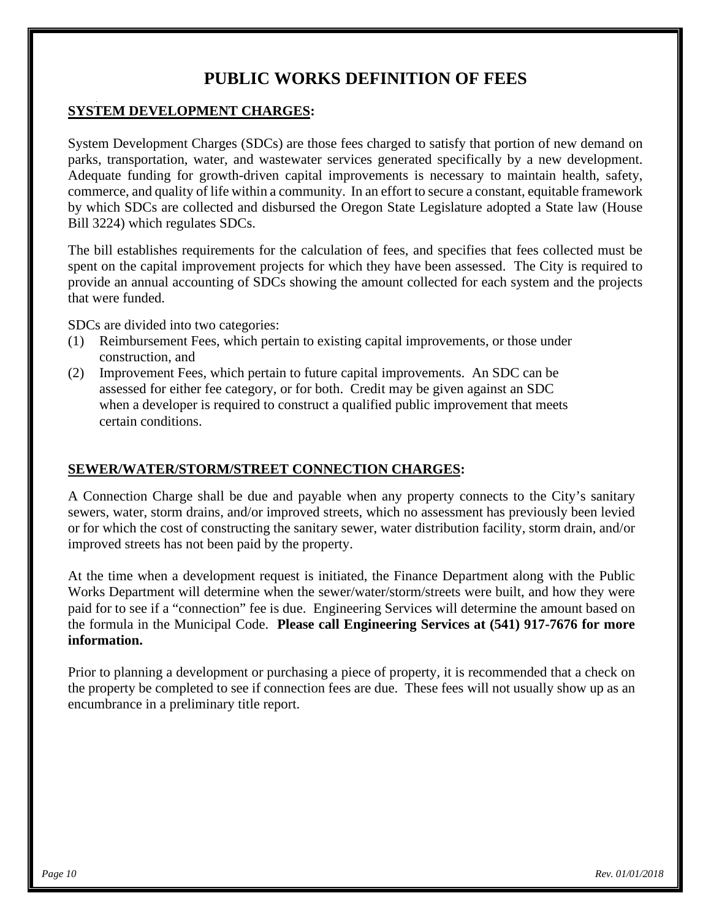# PUBLIC WORKS DEFINITION OF FEES

## SYSTEM DEVELOPMENT CHARGES:

System Development Charges (SDCs) are those fees charged to satisfy that portion of new demand on parks, transportation, water, and wastewater services generated specifically by a new development. Adequate funding for growth-driven capital improvements is necessary to maintain health, safety, commerce, and quality of life within a community. In an effort to secure a constant, equitable framework by which SDCs are collected and disbursed the Oregon State Legislature adopted a State law (House Bill 3224) which regulates SDCs.

The bill establishes requirements for the calculation of fees, and specifies that fees collected must be spent on the capital improvement projects for which they have been assessed. The City is required to provide an annual accounting of SDCs showing the amount collected for each system and the projects that were funded.

SDCs are divided into two categories:

(1) Reimbursement Fees, which pertain to existing capital improvements, or those under construction, and
(2) Improvement Fees, which pertain to future capital improvements. An SDC can be assessed for either fee category, or for both. Credit may be given against an SDC when a developer is required to construct a qualified public improvement that meets certain conditions.

## SEWER/WATER/STORM/STREET CONNECTION CHARGES:

A Connection Charge shall be due and payable when any property connects to the City's sanitary sewers, water, storm drains, and/or improved streets, which no assessment has previously been levied or for which the cost of constructing the sanitary sewer, water distribution facility, storm drain, and/or improved streets has not been paid by the property.

At the time when a development request is initiated, the Finance Department along with the Public Works Department will determine when the sewer/water/storm/streets were built, and how they were paid for to see if a "connection" fee is due. Engineering Services will determine the amount based on the formula in the Municipal Code. **Please call Engineering Services at (541) 917-7676 for more information.**

Prior to planning a development or purchasing a piece of property, it is recommended that a check on the property be completed to see if connection fees are due. These fees will not usually show up as an encumbrance in a preliminary title report.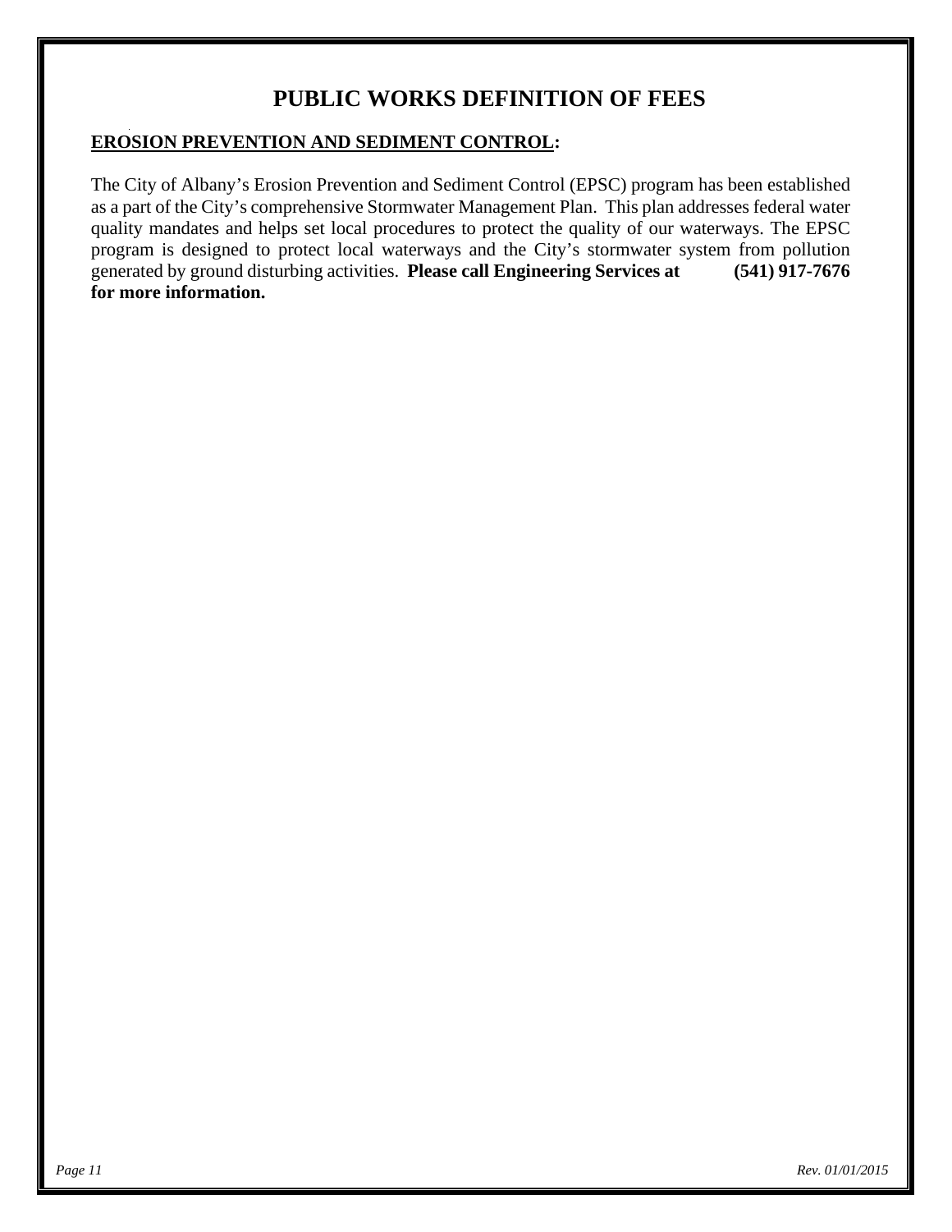# PUBLIC WORKS DEFINITION OF FEES

**<u>EROSION PREVENTION AND SEDIMENT CONTROL</u>:**

The City of Albany's Erosion Prevention and Sediment Control (EPSC) program has been established as a part of the City's comprehensive Stormwater Management Plan. This plan addresses federal water quality mandates and helps set local procedures to protect the quality of our waterways. The EPSC program is designed to protect local waterways and the City's stormwater system from pollution generated by ground disturbing activities. **Please call Engineering Services at (541) 917-7676 for more information.**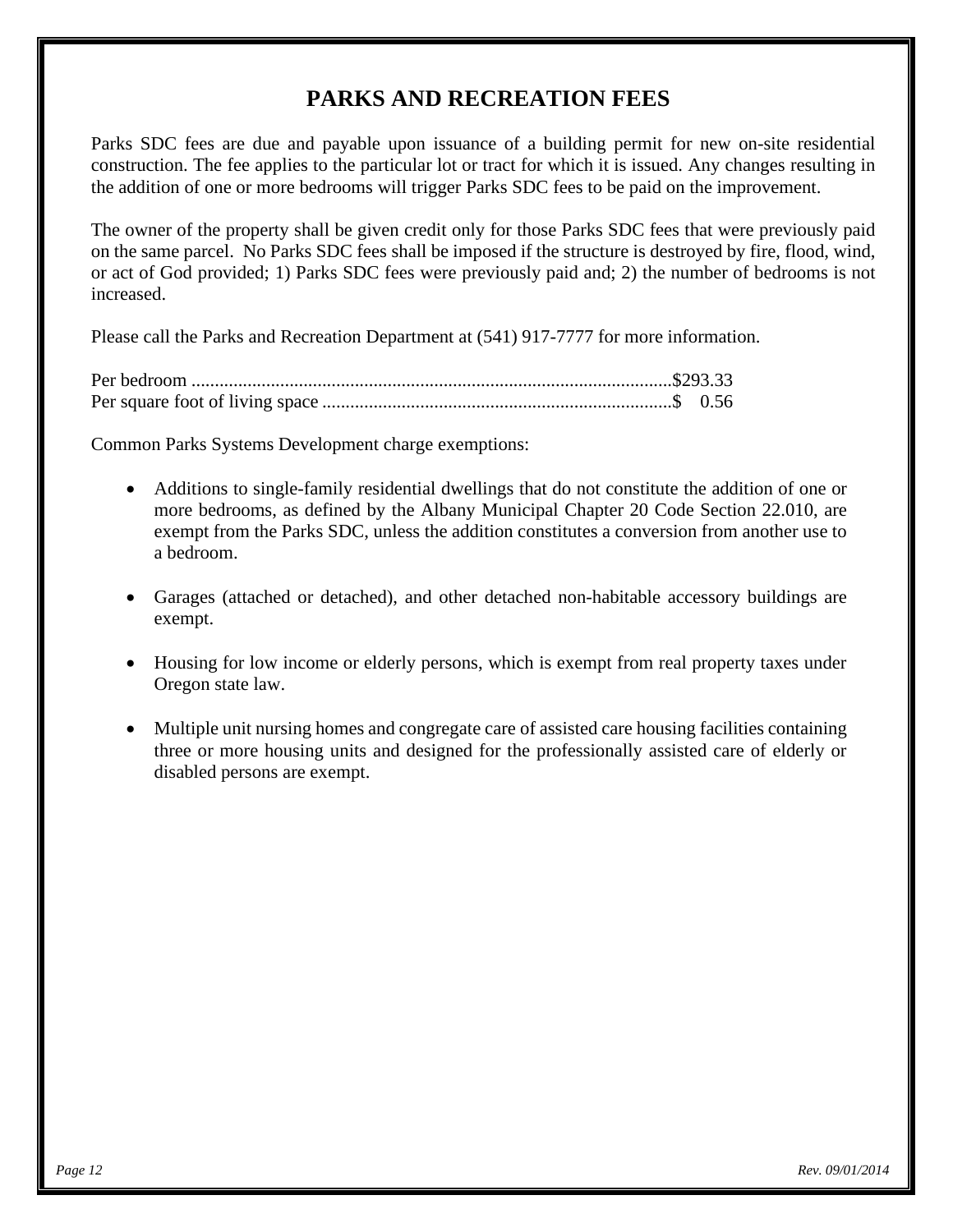# PARKS AND RECREATION FEES

Parks SDC fees are due and payable upon issuance of a building permit for new on-site residential construction. The fee applies to the particular lot or tract for which it is issued. Any changes resulting in the addition of one or more bedrooms will trigger Parks SDC fees to be paid on the improvement.

The owner of the property shall be given credit only for those Parks SDC fees that were previously paid on the same parcel. No Parks SDC fees shall be imposed if the structure is destroyed by fire, flood, wind, or act of God provided; 1) Parks SDC fees were previously paid and; 2) the number of bedrooms is not increased.

Please call the Parks and Recreation Department at (541) 917-7777 for more information.

Per bedroom ....................................................................................................$293.33
Per square foot of living space ..........................................................................$ 0.56

Common Parks Systems Development charge exemptions:

- Additions to single-family residential dwellings that do not constitute the addition of one or more bedrooms, as defined by the Albany Municipal Chapter 20 Code Section 22.010, are exempt from the Parks SDC, unless the addition constitutes a conversion from another use to a bedroom.
- Garages (attached or detached), and other detached non-habitable accessory buildings are exempt.
- Housing for low income or elderly persons, which is exempt from real property taxes under Oregon state law.
- Multiple unit nursing homes and congregate care of assisted care housing facilities containing three or more housing units and designed for the professionally assisted care of elderly or disabled persons are exempt.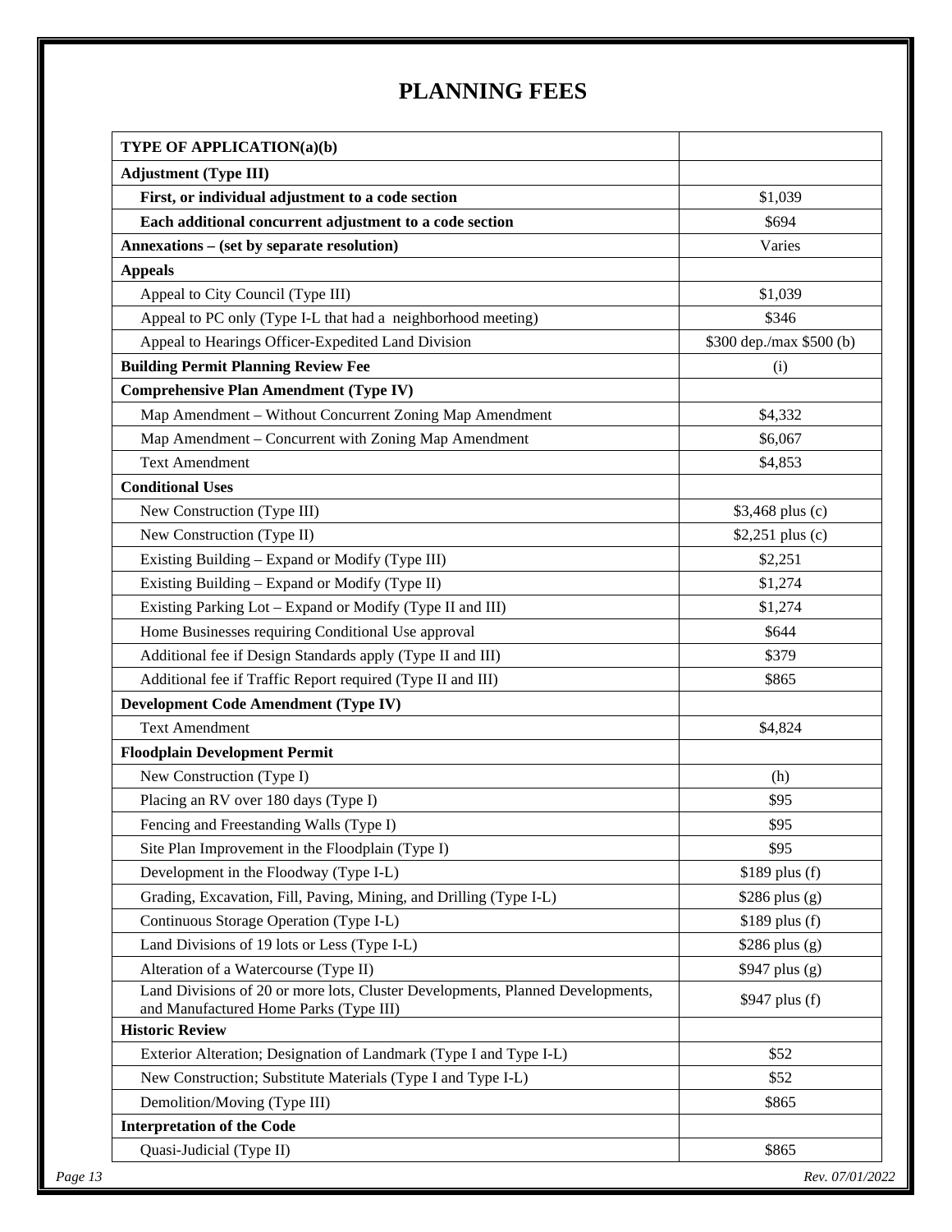# PLANNING FEES

| TYPE OF APPLICATION(a)(b) | |
|---|---|
| **Adjustment (Type III)** | |
| **First, or individual adjustment to a code section** | $1,039 |
| **Each additional concurrent adjustment to a code section** | $694 |
| **Annexations – (set by separate resolution)** | Varies |
| **Appeals** | |
| Appeal to City Council (Type III) | $1,039 |
| Appeal to PC only (Type I-L that had a neighborhood meeting) | $346 |
| Appeal to Hearings Officer-Expedited Land Division | $300 dep./max $500 (b) |
| **Building Permit Planning Review Fee** | (i) |
| **Comprehensive Plan Amendment (Type IV)** | |
| Map Amendment – Without Concurrent Zoning Map Amendment | $4,332 |
| Map Amendment – Concurrent with Zoning Map Amendment | $6,067 |
| Text Amendment | $4,853 |
| **Conditional Uses** | |
| New Construction (Type III) | $3,468 plus (c) |
| New Construction (Type II) | $2,251 plus (c) |
| Existing Building – Expand or Modify (Type III) | $2,251 |
| Existing Building – Expand or Modify (Type II) | $1,274 |
| Existing Parking Lot – Expand or Modify (Type II and III) | $1,274 |
| Home Businesses requiring Conditional Use approval | $644 |
| Additional fee if Design Standards apply (Type II and III) | $379 |
| Additional fee if Traffic Report required (Type II and III) | $865 |
| **Development Code Amendment (Type IV)** | |
| Text Amendment | $4,824 |
| **Floodplain Development Permit** | |
| New Construction (Type I) | (h) |
| Placing an RV over 180 days (Type I) | $95 |
| Fencing and Freestanding Walls (Type I) | $95 |
| Site Plan Improvement in the Floodplain (Type I) | $95 |
| Development in the Floodway (Type I-L) | $189 plus (f) |
| Grading, Excavation, Fill, Paving, Mining, and Drilling (Type I-L) | $286 plus (g) |
| Continuous Storage Operation (Type I-L) | $189 plus (f) |
| Land Divisions of 19 lots or Less (Type I-L) | $286 plus (g) |
| Alteration of a Watercourse (Type II) | $947 plus (g) |
| Land Divisions of 20 or more lots, Cluster Developments, Planned Developments, and Manufactured Home Parks (Type III) | $947 plus (f) |
| **Historic Review** | |
| Exterior Alteration; Designation of Landmark (Type I and Type I-L) | $52 |
| New Construction; Substitute Materials (Type I and Type I-L) | $52 |
| Demolition/Moving (Type III) | $865 |
| **Interpretation of the Code** | |
| Quasi-Judicial (Type II) | $865 |

*Rev. 07/01/2022*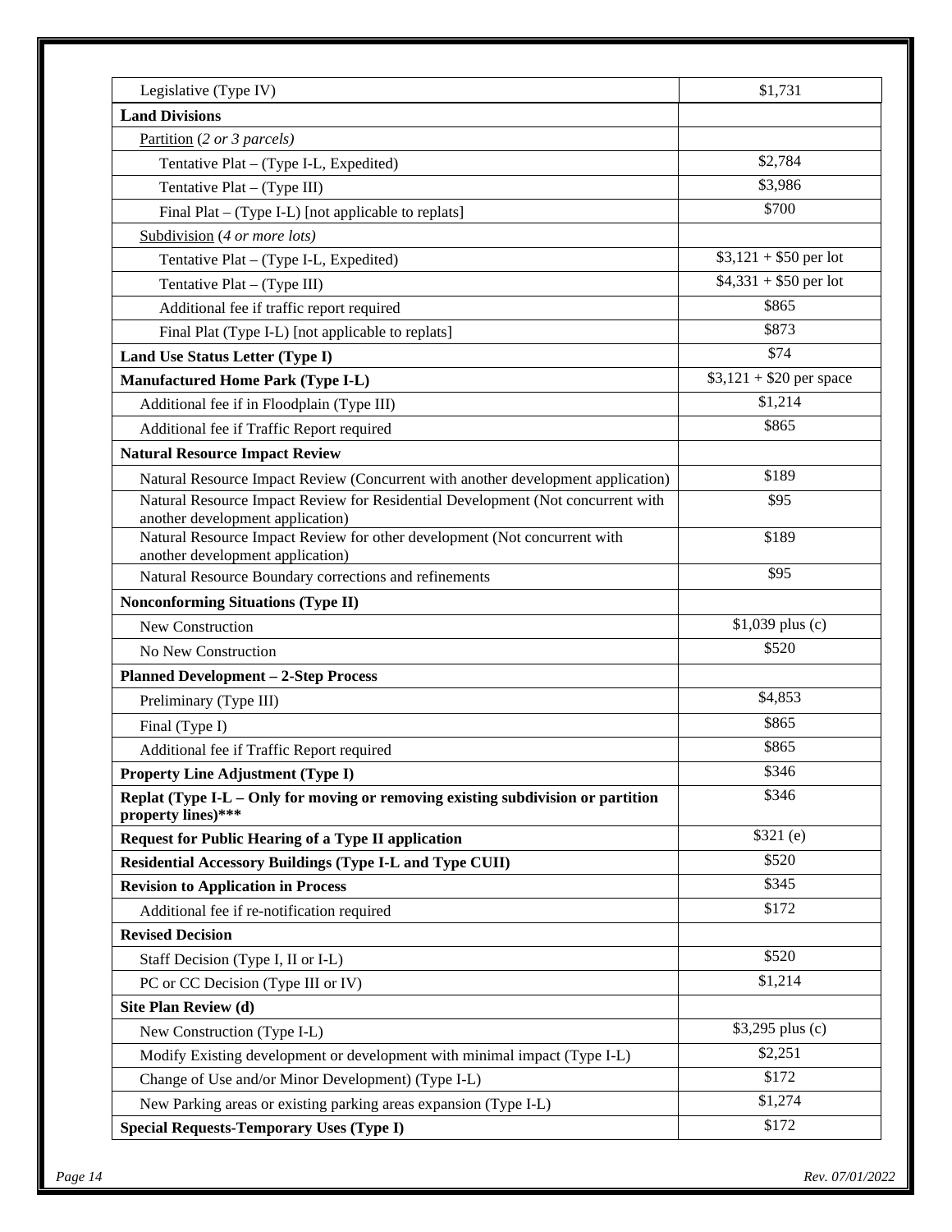| Legislative (Type IV) | $1,731 |
|---|---|
| **Land Divisions** | |
| Partition (*2 or 3 parcels)* | |
| Tentative Plat – (Type I-L, Expedited) | $2,784 |
| Tentative Plat – (Type III) | $3,986 |
| Final Plat – (Type I-L) [not applicable to replats] | $700 |
| Subdivision (*4 or more lots)* | |
| Tentative Plat – (Type I-L, Expedited) | $3,121 + $50 per lot |
| Tentative Plat – (Type III) | $4,331 + $50 per lot |
| Additional fee if traffic report required | $865 |
| Final Plat (Type I-L) [not applicable to replats] | $873 |
| **Land Use Status Letter (Type I)** | $74 |
| **Manufactured Home Park (Type I-L)** | $3,121 + $20 per space |
| Additional fee if in Floodplain (Type III) | $1,214 |
| Additional fee if Traffic Report required | $865 |
| **Natural Resource Impact Review** | |
| Natural Resource Impact Review (Concurrent with another development application) | $189 |
| Natural Resource Impact Review for Residential Development (Not concurrent with another development application) | $95 |
| Natural Resource Impact Review for other development (Not concurrent with another development application) | $189 |
| Natural Resource Boundary corrections and refinements | $95 |
| **Nonconforming Situations (Type II)** | |
| New Construction | $1,039 plus (c) |
| No New Construction | $520 |
| **Planned Development – 2-Step Process** | |
| Preliminary (Type III) | $4,853 |
| Final (Type I) | $865 |
| Additional fee if Traffic Report required | $865 |
| **Property Line Adjustment (Type I)** | $346 |
| **Replat (Type I-L – Only for moving or removing existing subdivision or partition property lines)*** ** | $346 |
| **Request for Public Hearing of a Type II application** | $321 (e) |
| **Residential Accessory Buildings (Type I-L and Type CUII)** | $520 |
| **Revision to Application in Process** | $345 |
| Additional fee if re-notification required | $172 |
| **Revised Decision** | |
| Staff Decision (Type I, II or I-L) | $520 |
| PC or CC Decision (Type III or IV) | $1,214 |
| **Site Plan Review (d)** | |
| New Construction (Type I-L) | $3,295 plus (c) |
| Modify Existing development or development with minimal impact (Type I-L) | $2,251 |
| Change of Use and/or Minor Development) (Type I-L) | $172 |
| New Parking areas or existing parking areas expansion (Type I-L) | $1,274 |
| **Special Requests-Temporary Uses (Type I)** | $172 |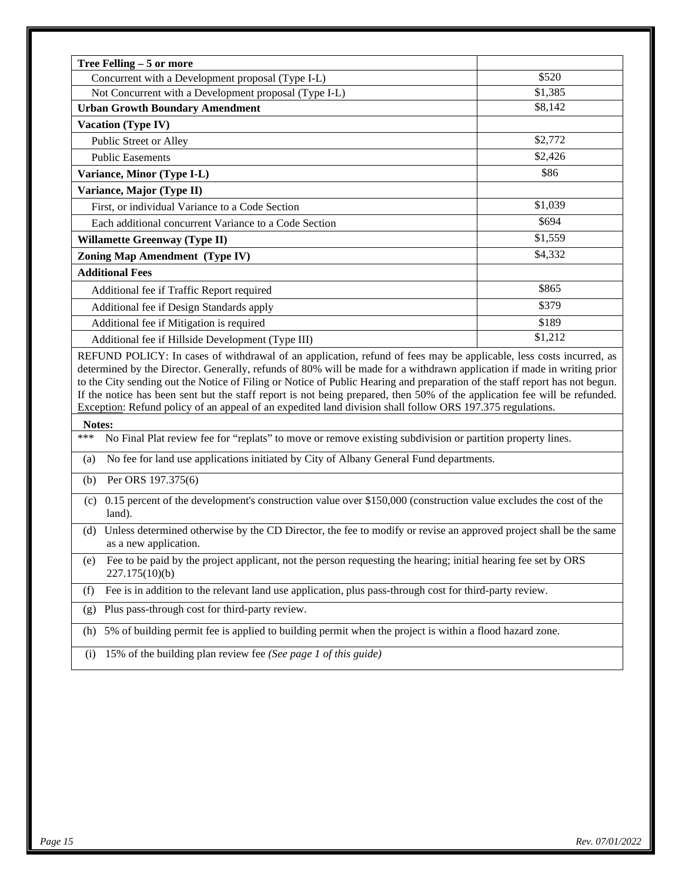| **Tree Felling – 5 or more** | |
|---|---|
| Concurrent with a Development proposal (Type I-L) | $520 |
| Not Concurrent with a Development proposal (Type I-L) | $1,385 |
| **Urban Growth Boundary Amendment** | $8,142 |
| **Vacation (Type IV)** | |
| Public Street or Alley | $2,772 |
| Public Easements | $2,426 |
| **Variance, Minor (Type I-L)** | $86 |
| **Variance, Major (Type II)** | |
| First, or individual Variance to a Code Section | $1,039 |
| Each additional concurrent Variance to a Code Section | $694 |
| **Willamette Greenway (Type II)** | $1,559 |
| **Zoning Map Amendment (Type IV)** | $4,332 |
| **Additional Fees** | |
| Additional fee if Traffic Report required | $865 |
| Additional fee if Design Standards apply | $379 |
| Additional fee if Mitigation is required | $189 |
| Additional fee if Hillside Development (Type III) | $1,212 |

REFUND POLICY: In cases of withdrawal of an application, refund of fees may be applicable, less costs incurred, as determined by the Director. Generally, refunds of 80% will be made for a withdrawn application if made in writing prior to the City sending out the Notice of Filing or Notice of Public Hearing and preparation of the staff report has not begun. If the notice has been sent but the staff report is not being prepared, then 50% of the application fee will be refunded. Exception: Refund policy of an appeal of an expedited land division shall follow ORS 197.375 regulations.

**Notes:**

*** No Final Plat review fee for "replats" to move or remove existing subdivision or partition property lines.

(a) No fee for land use applications initiated by City of Albany General Fund departments.

(b) Per ORS 197.375(6)

(c) 0.15 percent of the development's construction value over $150,000 (construction value excludes the cost of the land).

(d) Unless determined otherwise by the CD Director, the fee to modify or revise an approved project shall be the same as a new application.

(e) Fee to be paid by the project applicant, not the person requesting the hearing; initial hearing fee set by ORS 227.175(10)(b)

(f) Fee is in addition to the relevant land use application, plus pass-through cost for third-party review.

(g) Plus pass-through cost for third-party review.

(h) 5% of building permit fee is applied to building permit when the project is within a flood hazard zone.

(i) 15% of the building plan review fee *(See page 1 of this guide)*

*Rev. 07/01/2022*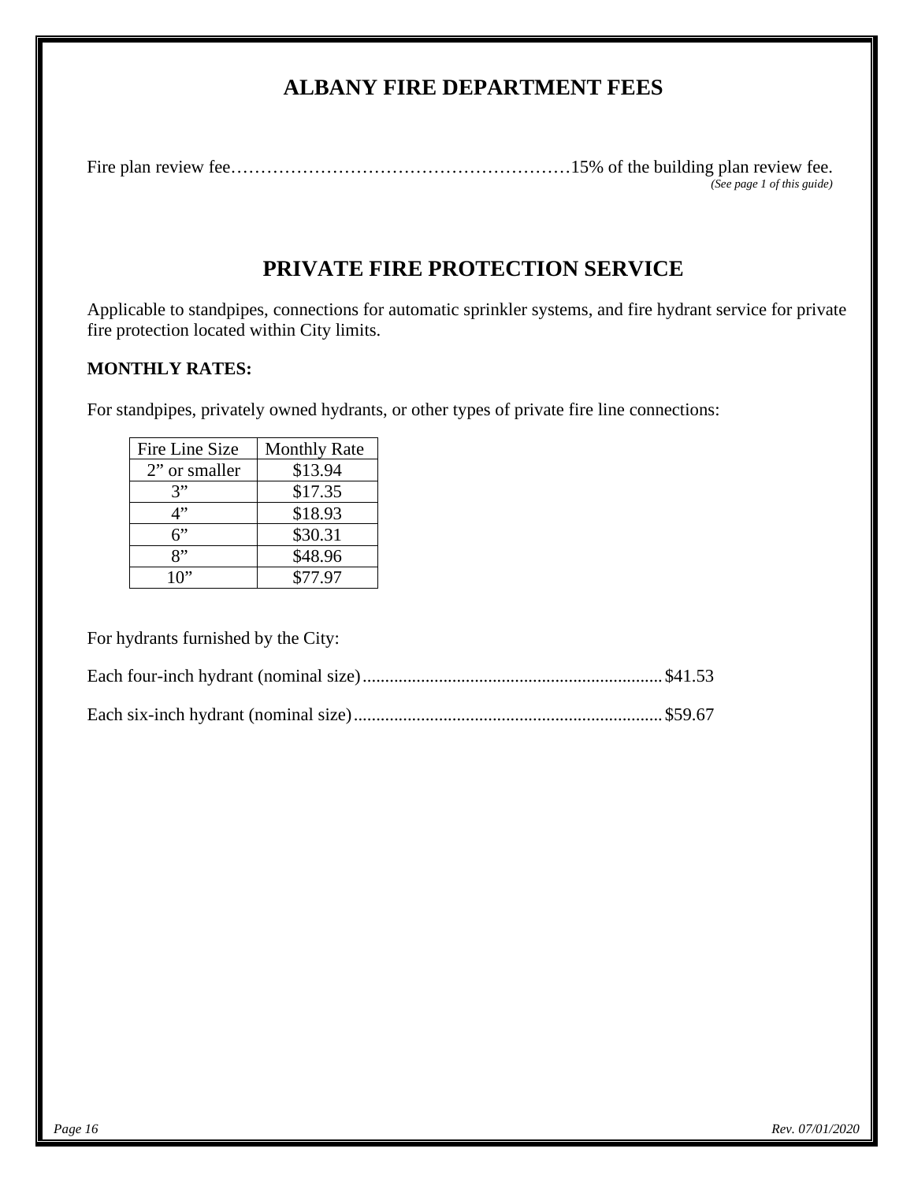# ALBANY FIRE DEPARTMENT FEES

Fire plan review fee…………………………………………………15% of the building plan review fee.
*(See page 1 of this guide)*

# PRIVATE FIRE PROTECTION SERVICE

Applicable to standpipes, connections for automatic sprinkler systems, and fire hydrant service for private fire protection located within City limits.

**MONTHLY RATES:**

For standpipes, privately owned hydrants, or other types of private fire line connections:

| Fire Line Size | Monthly Rate |
|---|---|
| 2” or smaller | $13.94 |
| 3” | $17.35 |
| 4” | $18.93 |
| 6” | $30.31 |
| 8” | $48.96 |
| 10” | $77.97 |

For hydrants furnished by the City:

Each four-inch hydrant (nominal size)..................................................................$41.53

Each six-inch hydrant (nominal size)....................................................................$59.67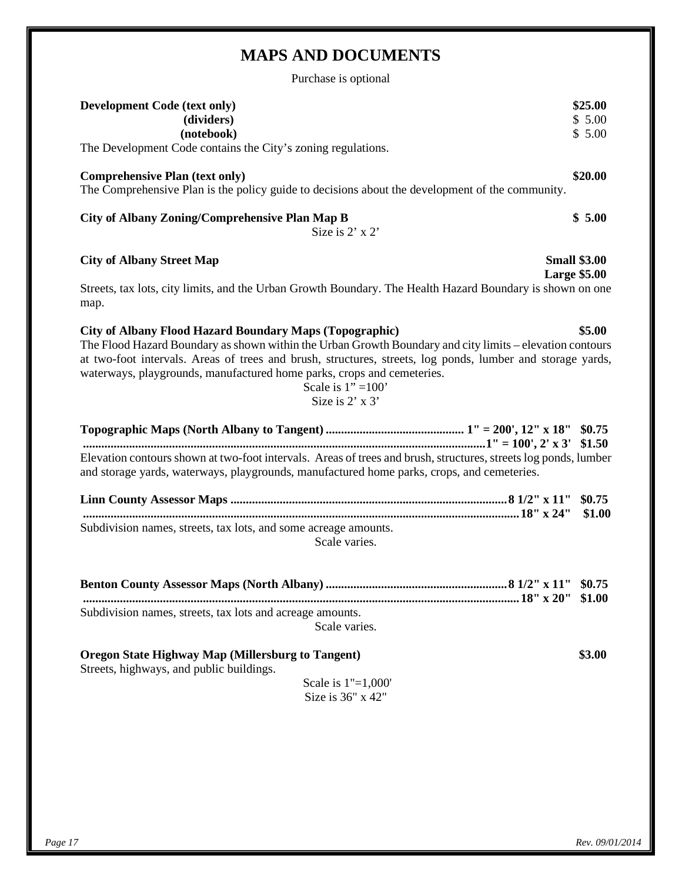# MAPS AND DOCUMENTS

Purchase is optional

**Development Code (text only)** **$25.00**
**(dividers)** $ 5.00
**(notebook)** $ 5.00

The Development Code contains the City's zoning regulations.

**Comprehensive Plan (text only)** **$20.00**

The Comprehensive Plan is the policy guide to decisions about the development of the community.

**City of Albany Zoning/Comprehensive Plan Map B** **$ 5.00**

Size is 2' x 2'

**City of Albany Street Map** **Small $3.00** **Large $5.00**

Streets, tax lots, city limits, and the Urban Growth Boundary. The Health Hazard Boundary is shown on one map.

**City of Albany Flood Hazard Boundary Maps (Topographic)** **$5.00**

The Flood Hazard Boundary as shown within the Urban Growth Boundary and city limits – elevation contours at two-foot intervals. Areas of trees and brush, structures, streets, log ponds, lumber and storage yards, waterways, playgrounds, manufactured home parks, crops and cemeteries.

Scale is 1" =100'
Size is 2' x 3'

**Topographic Maps (North Albany to Tangent) ............................................ 1" = 200', 12" x 18" $0.75**
**..................................................................................................................1" = 100', 2' x 3' $1.50**

Elevation contours shown at two-foot intervals. Areas of trees and brush, structures, streets log ponds, lumber and storage yards, waterways, playgrounds, manufactured home parks, crops, and cemeteries.

**Linn County Assessor Maps .........................................................................................8 1/2" x 11" $0.75**
**.............................................................................................................................................18" x 24" $1.00**

Subdivision names, streets, tax lots, and some acreage amounts.

Scale varies.

**Benton County Assessor Maps (North Albany) ...........................................................8 1/2" x 11" $0.75**
**.............................................................................................................................................18" x 20" $1.00**

Subdivision names, streets, tax lots and acreage amounts.

Scale varies.

**Oregon State Highway Map (Millersburg to Tangent)** **$3.00**

Streets, highways, and public buildings.

Scale is 1"=1,000'
Size is 36" x 42"